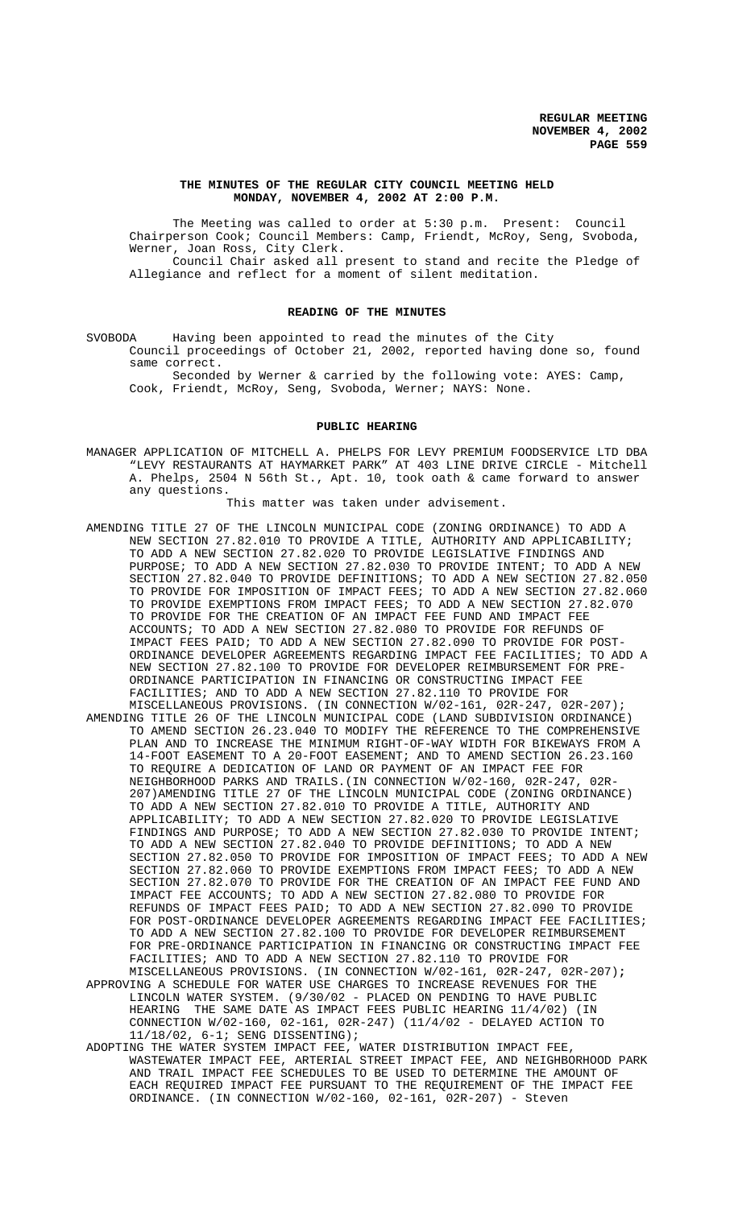### THE MINUTES OF THE REGULAR CITY COUNCIL MEETING HELD MONDAY, NOVEMBER 4, 2002 AT 2:00 P.M.

The Meeting was called to order at 5:30 p.m. Present: Council Chairperson Cook; Council Members: Camp, Friendt, McRoy, Seng, Svoboda, Werner, Joan Ross, City Clerk.

Council Chair asked all present to stand and recite the Pledge of Allegiance and reflect for a moment of silent meditation.

#### READING OF THE MINUTES

SVOBODA Having been appointed to read the minutes of the City Council proceedings of October 21, 2002, reported having done so, found same correct.

Seconded by Werner & carried by the following vote: AYES: Camp, Cook, Friendt, McRoy, Seng, Svoboda, Werner; NAYS: None.

#### PUBLIC HEARING

MANAGER APPLICATION OF MITCHELL A. PHELPS FOR LEVY PREMIUM FOODSERVICE LTD DBA "LEVY RESTAURANTS AT HAYMARKET PARK" AT 403 LINE DRIVE CIRCLE - Mitchell A. Phelps, 2504 N 56th St., Apt. 10, took oath & came forward to answer any questions.

This matter was taken under advisement.

AMENDING TITLE 27 OF THE LINCOLN MUNICIPAL CODE (ZONING ORDINANCE) TO ADD A NEW SECTION 27.82.010 TO PROVIDE A TITLE, AUTHORITY AND APPLICABILITY; TO ADD A NEW SECTION 27.82.020 TO PROVIDE LEGISLATIVE FINDINGS AND PURPOSE; TO ADD A NEW SECTION 27.82.030 TO PROVIDE INTENT; TO ADD A NEW SECTION 27.82.040 TO PROVIDE DEFINITIONS; TO ADD A NEW SECTION 27.82.050 TO PROVIDE FOR IMPOSITION OF IMPACT FEES; TO ADD A NEW SECTION 27.82.060 TO PROVIDE EXEMPTIONS FROM IMPACT FEES; TO ADD A NEW SECTION 27.82.070 TO PROVIDE FOR THE CREATION OF AN IMPACT FEE FUND AND IMPACT FEE ACCOUNTS; TO ADD A NEW SECTION 27.82.080 TO PROVIDE FOR REFUNDS OF IMPACT FEES PAID; TO ADD A NEW SECTION 27.82.090 TO PROVIDE FOR POST-ORDINANCE DEVELOPER AGREEMENTS REGARDING IMPACT FEE FACILITIES; TO ADD A NEW SECTION 27.82.100 TO PROVIDE FOR DEVELOPER REIMBURSEMENT FOR PRE-ORDINANCE PARTICIPATION IN FINANCING OR CONSTRUCTING IMPACT FEE FACILITIES; AND TO ADD A NEW SECTION 27.82.110 TO PROVIDE FOR MISCELLANEOUS PROVISIONS. (IN CONNECTION W/02-161, 02R-247, 02R-207);

AMENDING TITLE 26 OF THE LINCOLN MUNICIPAL CODE (LAND SUBDIVISION ORDINANCE) TO AMEND SECTION 26.23.040 TO MODIFY THE REFERENCE TO THE COMPREHENSIVE PLAN AND TO INCREASE THE MINIMUM RIGHT-OF-WAY WIDTH FOR BIKEWAYS FROM A 14-FOOT EASEMENT TO A 20-FOOT EASEMENT; AND TO AMEND SECTION 26.23.160 TO REQUIRE A DEDICATION OF LAND OR PAYMENT OF AN IMPACT FEE FOR NEIGHBORHOOD PARKS AND TRAILS.(IN CONNECTION W/02-160, 02R-247, 02R-207)AMENDING TITLE 27 OF THE LINCOLN MUNICIPAL CODE (ZONING ORDINANCE) TO ADD A NEW SECTION 27.82.010 TO PROVIDE A TITLE, AUTHORITY AND APPLICABILITY; TO ADD A NEW SECTION 27.82.020 TO PROVIDE LEGISLATIVE FINDINGS AND PURPOSE; TO ADD A NEW SECTION 27.82.030 TO PROVIDE INTENT; TO ADD A NEW SECTION 27.82.040 TO PROVIDE DEFINITIONS; TO ADD A NEW SECTION 27.82.050 TO PROVIDE FOR IMPOSITION OF IMPACT FEES; TO ADD A NEW SECTION 27.82.060 TO PROVIDE EXEMPTIONS FROM IMPACT FEES; TO ADD A NEW SECTION 27.82.070 TO PROVIDE FOR THE CREATION OF AN IMPACT FEE FUND AND IMPACT FEE ACCOUNTS; TO ADD A NEW SECTION 27.82.080 TO PROVIDE FOR REFUNDS OF IMPACT FEES PAID; TO ADD A NEW SECTION 27.82.090 TO PROVIDE FOR POST-ORDINANCE DEVELOPER AGREEMENTS REGARDING IMPACT FEE FACILITIES; TO ADD A NEW SECTION 27.82.100 TO PROVIDE FOR DEVELOPER REIMBURSEMENT FOR PRE-ORDINANCE PARTICIPATION IN FINANCING OR CONSTRUCTING IMPACT FEE FACILITIES; AND TO ADD A NEW SECTION 27.82.110 TO PROVIDE FOR MISCELLANEOUS PROVISIONS. (IN CONNECTION W/02-161, 02R-247, 02R-207);

APPROVING A SCHEDULE FOR WATER USE CHARGES TO INCREASE REVENUES FOR THE LINCOLN WATER SYSTEM. (9/30/02 - PLACED ON PENDING TO HAVE PUBLIC HEARING THE SAME DATE AS IMPACT FEES PUBLIC HEARING 11/4/02) (IN CONNECTION W/02-160, 02-161, 02R-247) (11/4/02 - DELAYED ACTION TO 11/18/02, 6-1; SENG DISSENTING);

ADOPTING THE WATER SYSTEM IMPACT FEE, WATER DISTRIBUTION IMPACT FEE, WASTEWATER IMPACT FEE, ARTERIAL STREET IMPACT FEE, AND NEIGHBORHOOD PARK AND TRAIL IMPACT FEE SCHEDULES TO BE USED TO DETERMINE THE AMOUNT OF EACH REQUIRED IMPACT FEE PURSUANT TO THE REQUIREMENT OF THE IMPACT FEE ORDINANCE. (IN CONNECTION W/02-160, 02-161, 02R-207) - Steven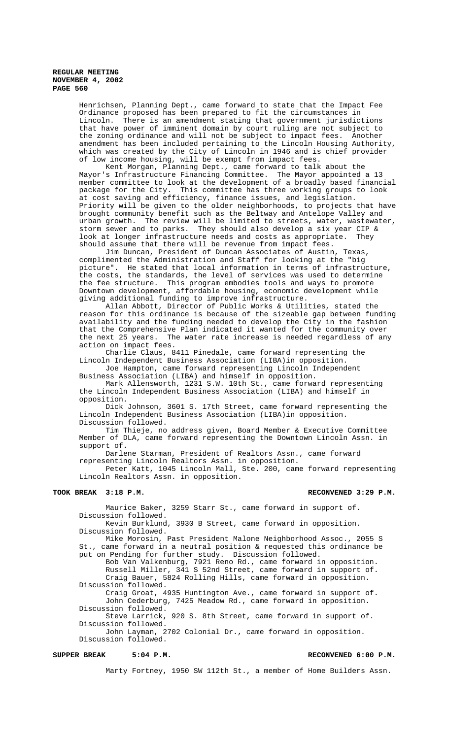Henrichsen, Planning Dept., came forward to state that the Impact Fee Ordinance proposed has been prepared to fit the circumstances in Lincoln. There is an amendment stating that government jurisdictions that have power of imminent domain by court ruling are not subject to the zoning ordinance and will not be subject to impact fees. Another amendment has been included pertaining to the Lincoln Housing Authority, which was created by the City of Lincoln in 1946 and is chief provider of low income housing, will be exempt from impact fees.

Kent Morgan, Planning Dept., came forward to talk about the Mayor's Infrastructure Financing Committee. The Mayor appointed a 13 member committee to look at the development of a broadly based financial package for the City. This committee has three working groups to look at cost saving and efficiency, finance issues, and legislation. Priority will be given to the older neighborhoods, to projects that have brought community benefit such as the Beltway and Antelope Valley and urban growth. The review will be limited to streets, water, wastewater, storm sewer and to parks. They should also develop a six year CIP & look at longer infrastructure needs and costs as appropriate. They should assume that there will be revenue from impact fees.

Jim Duncan, President of Duncan Associates of Austin, Texas, complimented the Administration and Staff for looking at the "big picture". He stated that local information in terms of infrastructure, the costs, the standards, the level of services was used to determine the fee structure. This program embodies tools and ways to promote Downtown development, affordable housing, economic development while giving additional funding to improve infrastructure.

Allan Abbott, Director of Public Works & Utilities, stated the reason for this ordinance is because of the sizeable gap between funding availability and the funding needed to develop the City in the fashion that the Comprehensive Plan indicated it wanted for the community over the next 25 years. The water rate increase is needed regardless of any action on impact fees.

Charlie Claus, 8411 Pinedale, came forward representing the Lincoln Independent Business Association (LIBA)in opposition.

Joe Hampton, came forward representing Lincoln Independent Business Association (LIBA) and himself in opposition.

Mark Allensworth, 1231 S.W. 10th St., came forward representing the Lincoln Independent Business Association (LIBA) and himself in opposition.

Dick Johnson, 3601 S. 17th Street, came forward representing the Lincoln Independent Business Association (LIBA)in opposition. Discussion followed.

Tim Thieje, no address given, Board Member & Executive Committee Member of DLA, came forward representing the Downtown Lincoln Assn. in support of.

Darlene Starman, President of Realtors Assn., came forward representing Lincoln Realtors Assn. in opposition.

Peter Katt, 1045 Lincoln Mall, Ste. 200, came forward representing Lincoln Realtors Assn. in opposition.

**TOOK BREAK 3:18 P.M. RECONVENED 3:29 P.M.**

Maurice Baker, 3259 Starr St., came forward in support of. Discussion followed.

Kevin Burklund, 3930 B Street, came forward in opposition. Discussion followed.

Mike Morosin, Past President Malone Neighborhood Assoc., 2055 S St., came forward in a neutral position & requested this ordinance be put on Pending for further study. Discussion followed.

Bob Van Valkenburg, 7921 Reno Rd., came forward in opposition.

Russell Miller, 341 S 52nd Street, came forward in support of.

Craig Bauer, 5824 Rolling Hills, came forward in opposition. Discussion followed.

Craig Groat, 4935 Huntington Ave., came forward in support of.

John Cederburg, 7425 Meadow Rd., came forward in opposition. Discussion followed.

Steve Larrick, 920 S. 8th Street, came forward in support of. Discussion followed.

John Layman, 2702 Colonial Dr., came forward in opposition. Discussion followed.

**SUPPER BREAK 5:04 P.M. RECONVENED 6:00 P.M.**

Marty Fortney, 1950 SW 112th St., a member of Home Builders Assn.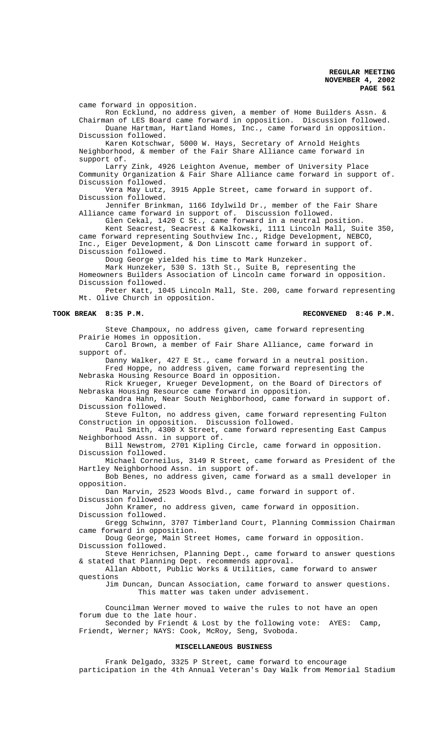came forward in opposition.

Ron Ecklund, no address given, a member of Home Builders Assn. & Chairman of LES Board came forward in opposition. Discussion followed.

Duane Hartman, Hartland Homes, Inc., came forward in opposition. Discussion followed.

Karen Kotschwar, 5000 W. Hays, Secretary of Arnold Heights Neighborhood, & member of the Fair Share Alliance came forward in support of.

Larry Zink, 4926 Leighton Avenue, member of University Place Community Organization & Fair Share Alliance came forward in support of. Discussion followed.

Vera May Lutz, 3915 Apple Street, came forward in support of. Discussion followed.

Jennifer Brinkman, 1166 Idylwild Dr., member of the Fair Share Alliance came forward in support of. Discussion followed.

Glen Cekal, 1420 C St., came forward in a neutral position.

Kent Seacrest, Seacrest & Kalkowski, 1111 Lincoln Mall, Suite 350, came forward representing Southview Inc., Ridge Development, NEBCO, Inc., Eiger Development, & Don Linscott came forward in support of. Discussion followed.

Doug George yielded his time to Mark Hunzeker.

Mark Hunzeker, 530 S. 13th St., Suite B, representing the Homeowners Builders Association of Lincoln came forward in opposition. Discussion followed.

Peter Katt, 1045 Lincoln Mall, Ste. 200, came forward representing Mt. Olive Church in opposition.

**TOOK BREAK 8:35 P.M. RECONVENED 8:46 P.M.**

Steve Champoux, no address given, came forward representing Prairie Homes in opposition.

Carol Brown, a member of Fair Share Alliance, came forward in support of.

Danny Walker, 427 E St., came forward in a neutral position.

Fred Hoppe, no address given, came forward representing the Nebraska Housing Resource Board in opposition.

Rick Krueger, Krueger Development, on the Board of Directors of Nebraska Housing Resource came forward in opposition.

Kandra Hahn, Near South Neighborhood, came forward in support of. Discussion followed.

Steve Fulton, no address given, came forward representing Fulton Construction in opposition. Discussion followed.

Paul Smith, 4300 X Street, came forward representing East Campus Neighborhood Assn. in support of.

Bill Newstrom, 2701 Kipling Circle, came forward in opposition. Discussion followed.

Michael Corneilus, 3149 R Street, came forward as President of the Hartley Neighborhood Assn. in support of.

Bob Benes, no address given, came forward as a small developer in opposition.

Dan Marvin, 2523 Woods Blvd., came forward in support of. Discussion followed.

John Kramer, no address given, came forward in opposition. Discussion followed.

Gregg Schwinn, 3707 Timberland Court, Planning Commission Chairman came forward in opposition.

Doug George, Main Street Homes, came forward in opposition. Discussion followed.

Steve Henrichsen, Planning Dept., came forward to answer questions & stated that Planning Dept. recommends approval.

Allan Abbott, Public Works & Utilities, came forward to answer questions

Jim Duncan, Duncan Association, came forward to answer questions.

This matter was taken under advisement.

Councilman Werner moved to waive the rules to not have an open forum due to the late hour.

Seconded by Friendt & Lost by the following vote: AYES: Camp, Friendt, Werner; NAYS: Cook, McRoy, Seng, Svoboda.

## MISCELLANEOUS BUSINESS

Frank Delgado, 3325 P Street, came forward to encourage participation in the 4th Annual Veteran's Day Walk from Memorial Stadium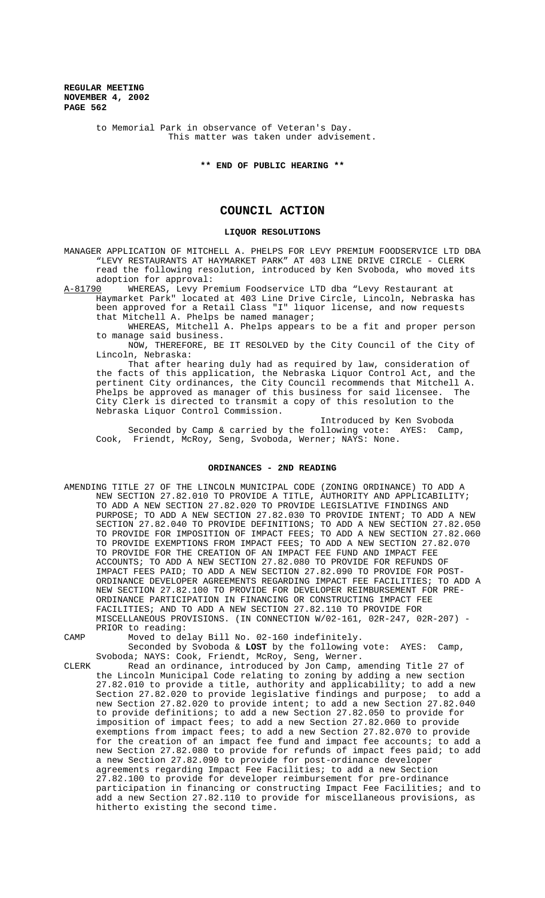to Memorial Park in observance of Veteran's Day.
This matter was taken under advisement.

**\*\* END OF PUBLIC HEARING \*\***

# COUNCIL ACTION

## LIQUOR RESOLUTIONS

MANAGER APPLICATION OF MITCHELL A. PHELPS FOR LEVY PREMIUM FOODSERVICE LTD DBA "LEVY RESTAURANTS AT HAYMARKET PARK" AT 403 LINE DRIVE CIRCLE - CLERK read the following resolution, introduced by Ken Svoboda, who moved its adoption for approval:

A-81790 WHEREAS, Levy Premium Foodservice LTD dba "Levy Restaurant at Haymarket Park" located at 403 Line Drive Circle, Lincoln, Nebraska has been approved for a Retail Class "I" liquor license, and now requests that Mitchell A. Phelps be named manager;

WHEREAS, Mitchell A. Phelps appears to be a fit and proper person to manage said business.

NOW, THEREFORE, BE IT RESOLVED by the City Council of the City of Lincoln, Nebraska:

That after hearing duly had as required by law, consideration of the facts of this application, the Nebraska Liquor Control Act, and the pertinent City ordinances, the City Council recommends that Mitchell A. Phelps be approved as manager of this business for said licensee. The City Clerk is directed to transmit a copy of this resolution to the Nebraska Liquor Control Commission.

Introduced by Ken Svoboda

Seconded by Camp & carried by the following vote: AYES: Camp, Cook, Friendt, McRoy, Seng, Svoboda, Werner; NAYS: None.

## ORDINANCES - 2ND READING

AMENDING TITLE 27 OF THE LINCOLN MUNICIPAL CODE (ZONING ORDINANCE) TO ADD A NEW SECTION 27.82.010 TO PROVIDE A TITLE, AUTHORITY AND APPLICABILITY; TO ADD A NEW SECTION 27.82.020 TO PROVIDE LEGISLATIVE FINDINGS AND PURPOSE; TO ADD A NEW SECTION 27.82.030 TO PROVIDE INTENT; TO ADD A NEW SECTION 27.82.040 TO PROVIDE DEFINITIONS; TO ADD A NEW SECTION 27.82.050 TO PROVIDE FOR IMPOSITION OF IMPACT FEES; TO ADD A NEW SECTION 27.82.060 TO PROVIDE EXEMPTIONS FROM IMPACT FEES; TO ADD A NEW SECTION 27.82.070 TO PROVIDE FOR THE CREATION OF AN IMPACT FEE FUND AND IMPACT FEE ACCOUNTS; TO ADD A NEW SECTION 27.82.080 TO PROVIDE FOR REFUNDS OF IMPACT FEES PAID; TO ADD A NEW SECTION 27.82.090 TO PROVIDE FOR POST-ORDINANCE DEVELOPER AGREEMENTS REGARDING IMPACT FEE FACILITIES; TO ADD A NEW SECTION 27.82.100 TO PROVIDE FOR DEVELOPER REIMBURSEMENT FOR PRE-ORDINANCE PARTICIPATION IN FINANCING OR CONSTRUCTING IMPACT FEE FACILITIES; AND TO ADD A NEW SECTION 27.82.110 TO PROVIDE FOR MISCELLANEOUS PROVISIONS. (IN CONNECTION W/02-161, 02R-247, 02R-207) - PRIOR to reading:

CAMP Moved to delay Bill No. 02-160 indefinitely.

Seconded by Svoboda & **LOST** by the following vote: AYES: Camp, Svoboda; NAYS: Cook, Friendt, McRoy, Seng, Werner.

CLERK Read an ordinance, introduced by Jon Camp, amending Title 27 of the Lincoln Municipal Code relating to zoning by adding a new section 27.82.010 to provide a title, authority and applicability; to add a new Section 27.82.020 to provide legislative findings and purpose; to add a new Section 27.82.020 to provide intent; to add a new Section 27.82.040 to provide definitions; to add a new Section 27.82.050 to provide for imposition of impact fees; to add a new Section 27.82.060 to provide exemptions from impact fees; to add a new Section 27.82.070 to provide for the creation of an impact fee fund and impact fee accounts; to add a new Section 27.82.080 to provide for refunds of impact fees paid; to add a new Section 27.82.090 to provide for post-ordinance developer agreements regarding Impact Fee Facilities; to add a new Section 27.82.100 to provide for developer reimbursement for pre-ordinance participation in financing or constructing Impact Fee Facilities; and to add a new Section 27.82.110 to provide for miscellaneous provisions, as hitherto existing the second time.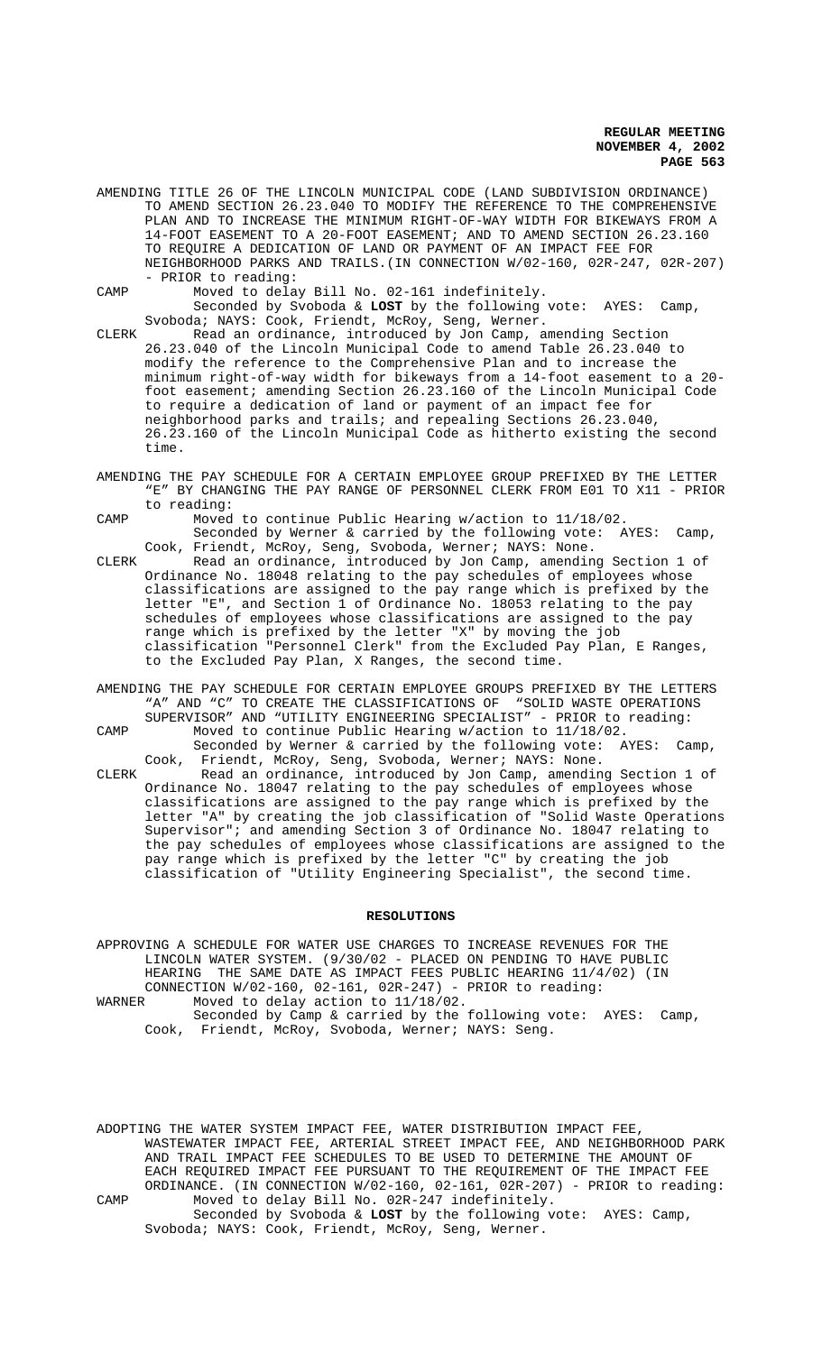AMENDING TITLE 26 OF THE LINCOLN MUNICIPAL CODE (LAND SUBDIVISION ORDINANCE) TO AMEND SECTION 26.23.040 TO MODIFY THE REFERENCE TO THE COMPREHENSIVE PLAN AND TO INCREASE THE MINIMUM RIGHT-OF-WAY WIDTH FOR BIKEWAYS FROM A 14-FOOT EASEMENT TO A 20-FOOT EASEMENT; AND TO AMEND SECTION 26.23.160 TO REQUIRE A DEDICATION OF LAND OR PAYMENT OF AN IMPACT FEE FOR NEIGHBORHOOD PARKS AND TRAILS.(IN CONNECTION W/02-160, 02R-247, 02R-207) - PRIOR to reading:

CAMP Moved to delay Bill No. 02-161 indefinitely.

Seconded by Svoboda & **LOST** by the following vote: AYES: Camp, Svoboda; NAYS: Cook, Friendt, McRoy, Seng, Werner.

CLERK Read an ordinance, introduced by Jon Camp, amending Section 26.23.040 of the Lincoln Municipal Code to amend Table 26.23.040 to modify the reference to the Comprehensive Plan and to increase the minimum right-of-way width for bikeways from a 14-foot easement to a 20-foot easement; amending Section 26.23.160 of the Lincoln Municipal Code to require a dedication of land or payment of an impact fee for neighborhood parks and trails; and repealing Sections 26.23.040, 26.23.160 of the Lincoln Municipal Code as hitherto existing the second time.

AMENDING THE PAY SCHEDULE FOR A CERTAIN EMPLOYEE GROUP PREFIXED BY THE LETTER "E" BY CHANGING THE PAY RANGE OF PERSONNEL CLERK FROM E01 TO X11 - PRIOR to reading:

CAMP Moved to continue Public Hearing w/action to 11/18/02.

Seconded by Werner & carried by the following vote: AYES: Camp, Cook, Friendt, McRoy, Seng, Svoboda, Werner; NAYS: None.

CLERK Read an ordinance, introduced by Jon Camp, amending Section 1 of Ordinance No. 18048 relating to the pay schedules of employees whose classifications are assigned to the pay range which is prefixed by the letter "E", and Section 1 of Ordinance No. 18053 relating to the pay schedules of employees whose classifications are assigned to the pay range which is prefixed by the letter "X" by moving the job classification "Personnel Clerk" from the Excluded Pay Plan, E Ranges, to the Excluded Pay Plan, X Ranges, the second time.

AMENDING THE PAY SCHEDULE FOR CERTAIN EMPLOYEE GROUPS PREFIXED BY THE LETTERS "A" AND "C" TO CREATE THE CLASSIFICATIONS OF "SOLID WASTE OPERATIONS SUPERVISOR" AND "UTILITY ENGINEERING SPECIALIST" - PRIOR to reading:

CAMP Moved to continue Public Hearing w/action to 11/18/02.

Seconded by Werner & carried by the following vote: AYES: Camp, Cook, Friendt, McRoy, Seng, Svoboda, Werner; NAYS: None.

CLERK Read an ordinance, introduced by Jon Camp, amending Section 1 of Ordinance No. 18047 relating to the pay schedules of employees whose classifications are assigned to the pay range which is prefixed by the letter "A" by creating the job classification of "Solid Waste Operations Supervisor"; and amending Section 3 of Ordinance No. 18047 relating to the pay schedules of employees whose classifications are assigned to the pay range which is prefixed by the letter "C" by creating the job classification of "Utility Engineering Specialist", the second time.

## RESOLUTIONS

APPROVING A SCHEDULE FOR WATER USE CHARGES TO INCREASE REVENUES FOR THE LINCOLN WATER SYSTEM. (9/30/02 - PLACED ON PENDING TO HAVE PUBLIC HEARING THE SAME DATE AS IMPACT FEES PUBLIC HEARING 11/4/02) (IN CONNECTION W/02-160, 02-161, 02R-247) - PRIOR to reading:

WARNER Moved to delay action to 11/18/02.

Seconded by Camp & carried by the following vote: AYES: Camp, Cook, Friendt, McRoy, Svoboda, Werner; NAYS: Seng.

ADOPTING THE WATER SYSTEM IMPACT FEE, WATER DISTRIBUTION IMPACT FEE, WASTEWATER IMPACT FEE, ARTERIAL STREET IMPACT FEE, AND NEIGHBORHOOD PARK AND TRAIL IMPACT FEE SCHEDULES TO BE USED TO DETERMINE THE AMOUNT OF EACH REQUIRED IMPACT FEE PURSUANT TO THE REQUIREMENT OF THE IMPACT FEE ORDINANCE. (IN CONNECTION W/02-160, 02-161, 02R-207) - PRIOR to reading:

CAMP Moved to delay Bill No. 02R-247 indefinitely.

Seconded by Svoboda & **LOST** by the following vote: AYES: Camp, Svoboda; NAYS: Cook, Friendt, McRoy, Seng, Werner.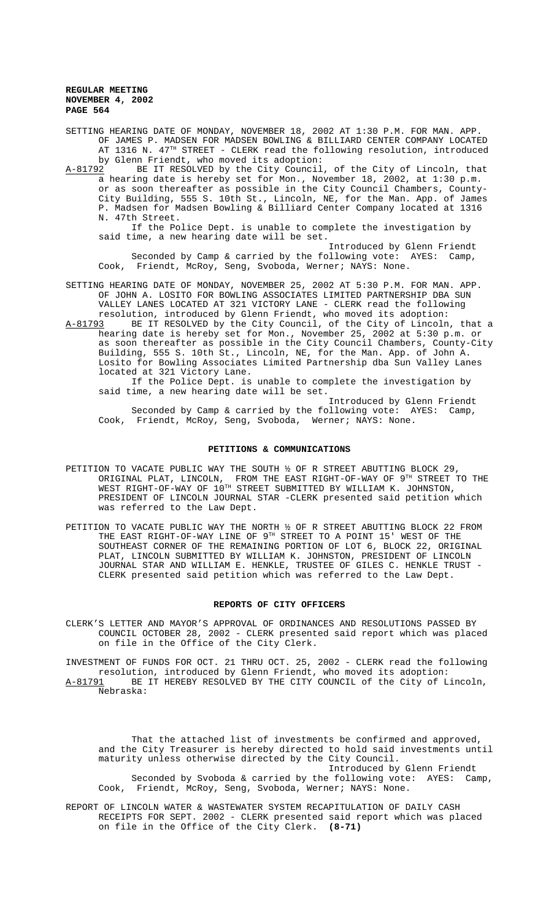SETTING HEARING DATE OF MONDAY, NOVEMBER 18, 2002 AT 1:30 P.M. FOR MAN. APP. OF JAMES P. MADSEN FOR MADSEN BOWLING & BILLIARD CENTER COMPANY LOCATED AT 1316 N. 47TH STREET - CLERK read the following resolution, introduced by Glenn Friendt, who moved its adoption:

A-81792 BE IT RESOLVED by the City Council, of the City of Lincoln, that a hearing date is hereby set for Mon., November 18, 2002, at 1:30 p.m. or as soon thereafter as possible in the City Council Chambers, County-City Building, 555 S. 10th St., Lincoln, NE, for the Man. App. of James P. Madsen for Madsen Bowling & Billiard Center Company located at 1316 N. 47th Street.

If the Police Dept. is unable to complete the investigation by said time, a new hearing date will be set.

Introduced by Glenn Friendt

Seconded by Camp & carried by the following vote: AYES: Camp, Cook, Friendt, McRoy, Seng, Svoboda, Werner; NAYS: None.

SETTING HEARING DATE OF MONDAY, NOVEMBER 25, 2002 AT 5:30 P.M. FOR MAN. APP. OF JOHN A. LOSITO FOR BOWLING ASSOCIATES LIMITED PARTNERSHIP DBA SUN VALLEY LANES LOCATED AT 321 VICTORY LANE - CLERK read the following resolution, introduced by Glenn Friendt, who moved its adoption:

A-81793 BE IT RESOLVED by the City Council, of the City of Lincoln, that a hearing date is hereby set for Mon., November 25, 2002 at 5:30 p.m. or as soon thereafter as possible in the City Council Chambers, County-City Building, 555 S. 10th St., Lincoln, NE, for the Man. App. of John A. Losito for Bowling Associates Limited Partnership dba Sun Valley Lanes located at 321 Victory Lane.

If the Police Dept. is unable to complete the investigation by said time, a new hearing date will be set.

Introduced by Glenn Friendt

Seconded by Camp & carried by the following vote: AYES: Camp, Cook, Friendt, McRoy, Seng, Svoboda, Werner; NAYS: None.

## PETITIONS & COMMUNICATIONS

PETITION TO VACATE PUBLIC WAY THE SOUTH ½ OF R STREET ABUTTING BLOCK 29, ORIGINAL PLAT, LINCOLN, FROM THE EAST RIGHT-OF-WAY OF 9TH STREET TO THE WEST RIGHT-OF-WAY OF 10TH STREET SUBMITTED BY WILLIAM K. JOHNSTON, PRESIDENT OF LINCOLN JOURNAL STAR -CLERK presented said petition which was referred to the Law Dept.

PETITION TO VACATE PUBLIC WAY THE NORTH ½ OF R STREET ABUTTING BLOCK 22 FROM THE EAST RIGHT-OF-WAY LINE OF 9TH STREET TO A POINT 15' WEST OF THE SOUTHEAST CORNER OF THE REMAINING PORTION OF LOT 6, BLOCK 22, ORIGINAL PLAT, LINCOLN SUBMITTED BY WILLIAM K. JOHNSTON, PRESIDENT OF LINCOLN JOURNAL STAR AND WILLIAM E. HENKLE, TRUSTEE OF GILES C. HENKLE TRUST - CLERK presented said petition which was referred to the Law Dept.

## REPORTS OF CITY OFFICERS

CLERK'S LETTER AND MAYOR'S APPROVAL OF ORDINANCES AND RESOLUTIONS PASSED BY COUNCIL OCTOBER 28, 2002 - CLERK presented said report which was placed on file in the Office of the City Clerk.

INVESTMENT OF FUNDS FOR OCT. 21 THRU OCT. 25, 2002 - CLERK read the following resolution, introduced by Glenn Friendt, who moved its adoption:

A-81791 BE IT HEREBY RESOLVED BY THE CITY COUNCIL of the City of Lincoln, Nebraska:

That the attached list of investments be confirmed and approved, and the City Treasurer is hereby directed to hold said investments until maturity unless otherwise directed by the City Council.

Introduced by Glenn Friendt

Seconded by Svoboda & carried by the following vote: AYES: Camp, Cook, Friendt, McRoy, Seng, Svoboda, Werner; NAYS: None.

REPORT OF LINCOLN WATER & WASTEWATER SYSTEM RECAPITULATION OF DAILY CASH RECEIPTS FOR SEPT. 2002 - CLERK presented said report which was placed on file in the Office of the City Clerk. **(8-71)**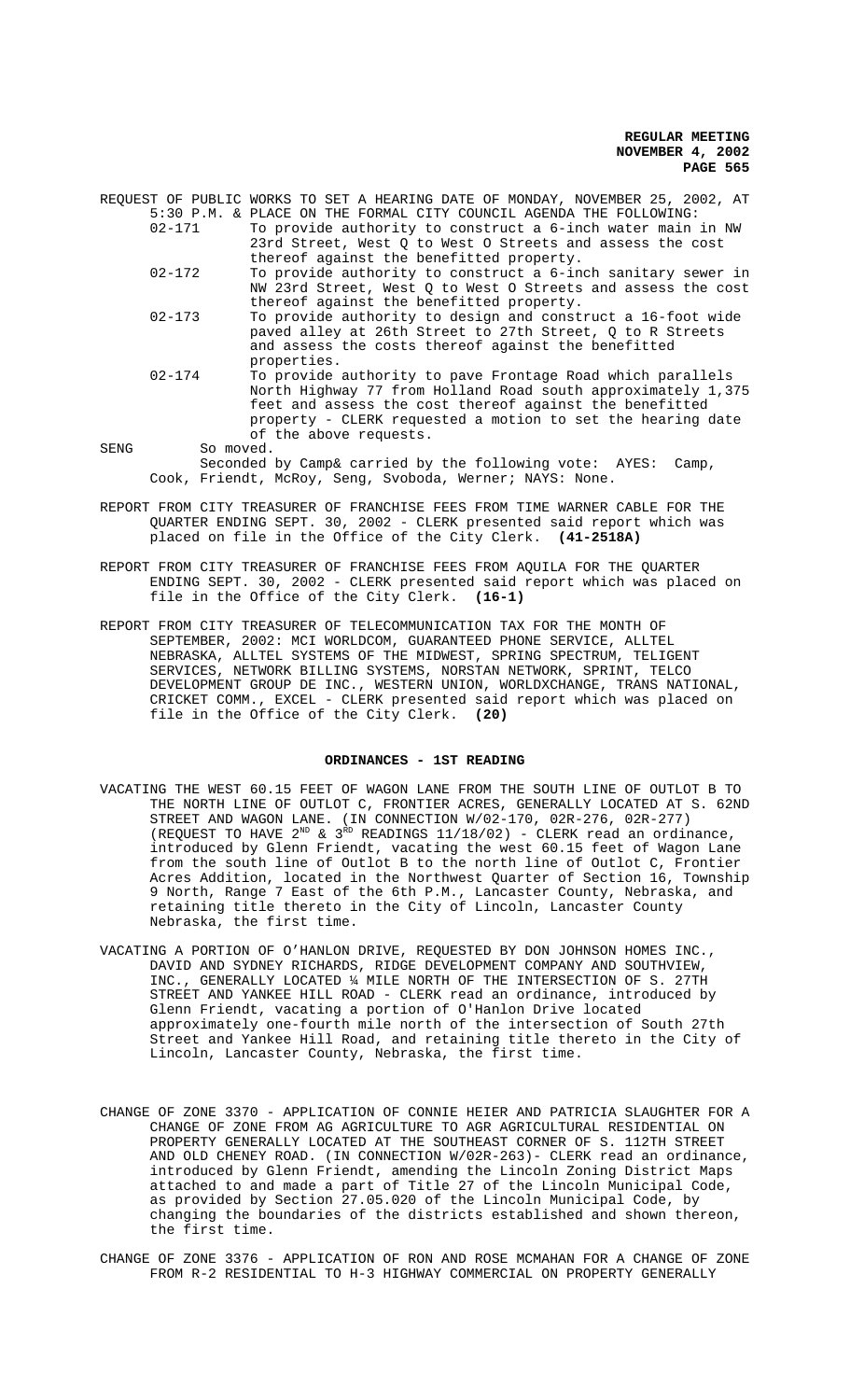REQUEST OF PUBLIC WORKS TO SET A HEARING DATE OF MONDAY, NOVEMBER 25, 2002, AT 5:30 P.M. & PLACE ON THE FORMAL CITY COUNCIL AGENDA THE FOLLOWING:

02-171 To provide authority to construct a 6-inch water main in NW 23rd Street, West Q to West O Streets and assess the cost thereof against the benefitted property.

02-172 To provide authority to construct a 6-inch sanitary sewer in NW 23rd Street, West Q to West O Streets and assess the cost thereof against the benefitted property.

02-173 To provide authority to design and construct a 16-foot wide paved alley at 26th Street to 27th Street, Q to R Streets and assess the costs thereof against the benefitted properties.

02-174 To provide authority to pave Frontage Road which parallels North Highway 77 from Holland Road south approximately 1,375 feet and assess the cost thereof against the benefitted property - CLERK requested a motion to set the hearing date of the above requests.

SENG So moved.

Seconded by Camp& carried by the following vote: AYES: Camp, Cook, Friendt, McRoy, Seng, Svoboda, Werner; NAYS: None.

REPORT FROM CITY TREASURER OF FRANCHISE FEES FROM TIME WARNER CABLE FOR THE QUARTER ENDING SEPT. 30, 2002 - CLERK presented said report which was placed on file in the Office of the City Clerk. **(41-2518A)**

REPORT FROM CITY TREASURER OF FRANCHISE FEES FROM AQUILA FOR THE QUARTER ENDING SEPT. 30, 2002 - CLERK presented said report which was placed on file in the Office of the City Clerk. **(16-1)**

REPORT FROM CITY TREASURER OF TELECOMMUNICATION TAX FOR THE MONTH OF SEPTEMBER, 2002: MCI WORLDCOM, GUARANTEED PHONE SERVICE, ALLTEL NEBRASKA, ALLTEL SYSTEMS OF THE MIDWEST, SPRING SPECTRUM, TELIGENT SERVICES, NETWORK BILLING SYSTEMS, NORSTAN NETWORK, SPRINT, TELCO DEVELOPMENT GROUP DE INC., WESTERN UNION, WORLDXCHANGE, TRANS NATIONAL, CRICKET COMM., EXCEL - CLERK presented said report which was placed on file in the Office of the City Clerk. **(20)**

## ORDINANCES - 1ST READING

VACATING THE WEST 60.15 FEET OF WAGON LANE FROM THE SOUTH LINE OF OUTLOT B TO THE NORTH LINE OF OUTLOT C, FRONTIER ACRES, GENERALLY LOCATED AT S. 62ND STREET AND WAGON LANE. (IN CONNECTION W/02-170, 02R-276, 02R-277) (REQUEST TO HAVE 2ND & 3RD READINGS 11/18/02) - CLERK read an ordinance, introduced by Glenn Friendt, vacating the west 60.15 feet of Wagon Lane from the south line of Outlot B to the north line of Outlot C, Frontier Acres Addition, located in the Northwest Quarter of Section 16, Township 9 North, Range 7 East of the 6th P.M., Lancaster County, Nebraska, and retaining title thereto in the City of Lincoln, Lancaster County Nebraska, the first time.

VACATING A PORTION OF O'HANLON DRIVE, REQUESTED BY DON JOHNSON HOMES INC., DAVID AND SYDNEY RICHARDS, RIDGE DEVELOPMENT COMPANY AND SOUTHVIEW, INC., GENERALLY LOCATED ¼ MILE NORTH OF THE INTERSECTION OF S. 27TH STREET AND YANKEE HILL ROAD - CLERK read an ordinance, introduced by Glenn Friendt, vacating a portion of O'Hanlon Drive located approximately one-fourth mile north of the intersection of South 27th Street and Yankee Hill Road, and retaining title thereto in the City of Lincoln, Lancaster County, Nebraska, the first time.

CHANGE OF ZONE 3370 - APPLICATION OF CONNIE HEIER AND PATRICIA SLAUGHTER FOR A CHANGE OF ZONE FROM AG AGRICULTURE TO AGR AGRICULTURAL RESIDENTIAL ON PROPERTY GENERALLY LOCATED AT THE SOUTHEAST CORNER OF S. 112TH STREET AND OLD CHENEY ROAD. (IN CONNECTION W/02R-263)- CLERK read an ordinance, introduced by Glenn Friendt, amending the Lincoln Zoning District Maps attached to and made a part of Title 27 of the Lincoln Municipal Code, as provided by Section 27.05.020 of the Lincoln Municipal Code, by changing the boundaries of the districts established and shown thereon, the first time.

CHANGE OF ZONE 3376 - APPLICATION OF RON AND ROSE MCMAHAN FOR A CHANGE OF ZONE FROM R-2 RESIDENTIAL TO H-3 HIGHWAY COMMERCIAL ON PROPERTY GENERALLY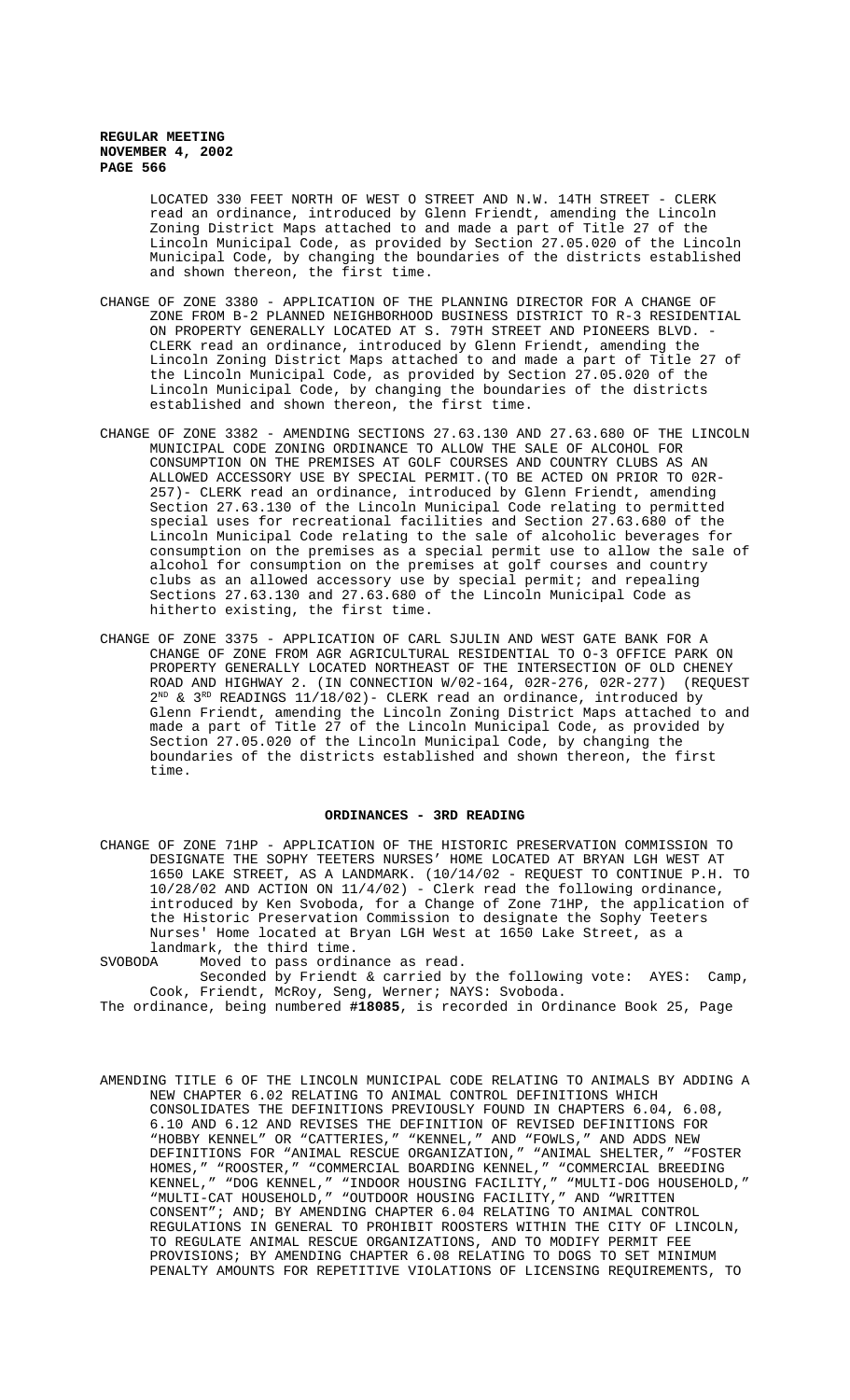LOCATED 330 FEET NORTH OF WEST O STREET AND N.W. 14TH STREET - CLERK read an ordinance, introduced by Glenn Friendt, amending the Lincoln Zoning District Maps attached to and made a part of Title 27 of the Lincoln Municipal Code, as provided by Section 27.05.020 of the Lincoln Municipal Code, by changing the boundaries of the districts established and shown thereon, the first time.

CHANGE OF ZONE 3380 - APPLICATION OF THE PLANNING DIRECTOR FOR A CHANGE OF ZONE FROM B-2 PLANNED NEIGHBORHOOD BUSINESS DISTRICT TO R-3 RESIDENTIAL ON PROPERTY GENERALLY LOCATED AT S. 79TH STREET AND PIONEERS BLVD. - CLERK read an ordinance, introduced by Glenn Friendt, amending the Lincoln Zoning District Maps attached to and made a part of Title 27 of the Lincoln Municipal Code, as provided by Section 27.05.020 of the Lincoln Municipal Code, by changing the boundaries of the districts established and shown thereon, the first time.

CHANGE OF ZONE 3382 - AMENDING SECTIONS 27.63.130 AND 27.63.680 OF THE LINCOLN MUNICIPAL CODE ZONING ORDINANCE TO ALLOW THE SALE OF ALCOHOL FOR CONSUMPTION ON THE PREMISES AT GOLF COURSES AND COUNTRY CLUBS AS AN ALLOWED ACCESSORY USE BY SPECIAL PERMIT.(TO BE ACTED ON PRIOR TO 02R-257)- CLERK read an ordinance, introduced by Glenn Friendt, amending Section 27.63.130 of the Lincoln Municipal Code relating to permitted special uses for recreational facilities and Section 27.63.680 of the Lincoln Municipal Code relating to the sale of alcoholic beverages for consumption on the premises as a special permit use to allow the sale of alcohol for consumption on the premises at golf courses and country clubs as an allowed accessory use by special permit; and repealing Sections 27.63.130 and 27.63.680 of the Lincoln Municipal Code as hitherto existing, the first time.

CHANGE OF ZONE 3375 - APPLICATION OF CARL SJULIN AND WEST GATE BANK FOR A CHANGE OF ZONE FROM AGR AGRICULTURAL RESIDENTIAL TO O-3 OFFICE PARK ON PROPERTY GENERALLY LOCATED NORTHEAST OF THE INTERSECTION OF OLD CHENEY ROAD AND HIGHWAY 2. (IN CONNECTION W/02-164, 02R-276, 02R-277) (REQUEST 2ND & 3RD READINGS 11/18/02)- CLERK read an ordinance, introduced by Glenn Friendt, amending the Lincoln Zoning District Maps attached to and made a part of Title 27 of the Lincoln Municipal Code, as provided by Section 27.05.020 of the Lincoln Municipal Code, by changing the boundaries of the districts established and shown thereon, the first time.

**ORDINANCES - 3RD READING**

CHANGE OF ZONE 71HP - APPLICATION OF THE HISTORIC PRESERVATION COMMISSION TO DESIGNATE THE SOPHY TEETERS NURSES' HOME LOCATED AT BRYAN LGH WEST AT 1650 LAKE STREET, AS A LANDMARK. (10/14/02 - REQUEST TO CONTINUE P.H. TO 10/28/02 AND ACTION ON 11/4/02) - Clerk read the following ordinance, introduced by Ken Svoboda, for a Change of Zone 71HP, the application of the Historic Preservation Commission to designate the Sophy Teeters Nurses' Home located at Bryan LGH West at 1650 Lake Street, as a landmark, the third time.

SVOBODA Moved to pass ordinance as read.

Seconded by Friendt & carried by the following vote: AYES: Camp, Cook, Friendt, McRoy, Seng, Werner; NAYS: Svoboda.

The ordinance, being numbered **#18085**, is recorded in Ordinance Book 25, Page

AMENDING TITLE 6 OF THE LINCOLN MUNICIPAL CODE RELATING TO ANIMALS BY ADDING A NEW CHAPTER 6.02 RELATING TO ANIMAL CONTROL DEFINITIONS WHICH CONSOLIDATES THE DEFINITIONS PREVIOUSLY FOUND IN CHAPTERS 6.04, 6.08, 6.10 AND 6.12 AND REVISES THE DEFINITION OF REVISED DEFINITIONS FOR "HOBBY KENNEL" OR "CATTERIES," "KENNEL," AND "FOWLS," AND ADDS NEW DEFINITIONS FOR "ANIMAL RESCUE ORGANIZATION," "ANIMAL SHELTER," "FOSTER HOMES," "ROOSTER," "COMMERCIAL BOARDING KENNEL," "COMMERCIAL BREEDING KENNEL," "DOG KENNEL," "INDOOR HOUSING FACILITY," "MULTI-DOG HOUSEHOLD," "MULTI-CAT HOUSEHOLD," "OUTDOOR HOUSING FACILITY," AND "WRITTEN CONSENT"; AND; BY AMENDING CHAPTER 6.04 RELATING TO ANIMAL CONTROL REGULATIONS IN GENERAL TO PROHIBIT ROOSTERS WITHIN THE CITY OF LINCOLN, TO REGULATE ANIMAL RESCUE ORGANIZATIONS, AND TO MODIFY PERMIT FEE PROVISIONS; BY AMENDING CHAPTER 6.08 RELATING TO DOGS TO SET MINIMUM PENALTY AMOUNTS FOR REPETITIVE VIOLATIONS OF LICENSING REQUIREMENTS, TO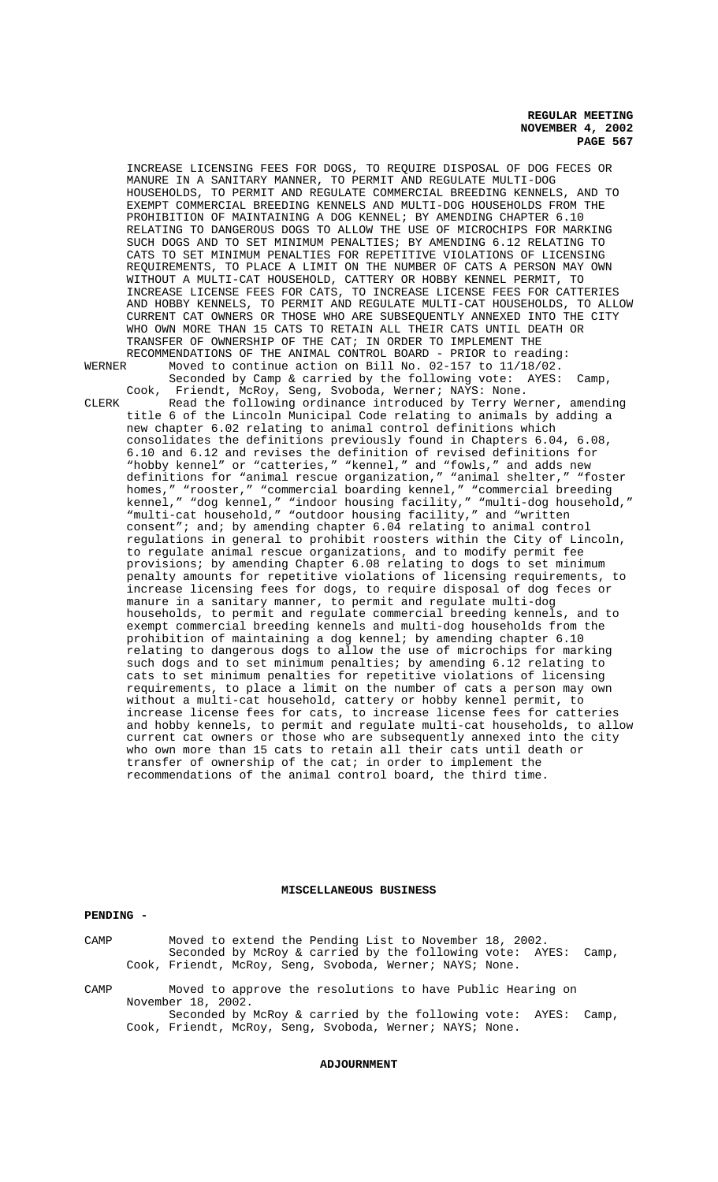INCREASE LICENSING FEES FOR DOGS, TO REQUIRE DISPOSAL OF DOG FECES OR MANURE IN A SANITARY MANNER, TO PERMIT AND REGULATE MULTI-DOG HOUSEHOLDS, TO PERMIT AND REGULATE COMMERCIAL BREEDING KENNELS, AND TO EXEMPT COMMERCIAL BREEDING KENNELS AND MULTI-DOG HOUSEHOLDS FROM THE PROHIBITION OF MAINTAINING A DOG KENNEL; BY AMENDING CHAPTER 6.10 RELATING TO DANGEROUS DOGS TO ALLOW THE USE OF MICROCHIPS FOR MARKING SUCH DOGS AND TO SET MINIMUM PENALTIES; BY AMENDING 6.12 RELATING TO CATS TO SET MINIMUM PENALTIES FOR REPETITIVE VIOLATIONS OF LICENSING REQUIREMENTS, TO PLACE A LIMIT ON THE NUMBER OF CATS A PERSON MAY OWN WITHOUT A MULTI-CAT HOUSEHOLD, CATTERY OR HOBBY KENNEL PERMIT, TO INCREASE LICENSE FEES FOR CATS, TO INCREASE LICENSE FEES FOR CATTERIES AND HOBBY KENNELS, TO PERMIT AND REGULATE MULTI-CAT HOUSEHOLDS, TO ALLOW CURRENT CAT OWNERS OR THOSE WHO ARE SUBSEQUENTLY ANNEXED INTO THE CITY WHO OWN MORE THAN 15 CATS TO RETAIN ALL THEIR CATS UNTIL DEATH OR TRANSFER OF OWNERSHIP OF THE CAT; IN ORDER TO IMPLEMENT THE RECOMMENDATIONS OF THE ANIMAL CONTROL BOARD - PRIOR to reading:

WERNER Moved to continue action on Bill No. 02-157 to 11/18/02.
Seconded by Camp & carried by the following vote: AYES: Camp, Cook, Friendt, McRoy, Seng, Svoboda, Werner; NAYS: None.

CLERK Read the following ordinance introduced by Terry Werner, amending title 6 of the Lincoln Municipal Code relating to animals by adding a new chapter 6.02 relating to animal control definitions which consolidates the definitions previously found in Chapters 6.04, 6.08, 6.10 and 6.12 and revises the definition of revised definitions for "hobby kennel" or "catteries," "kennel," and "fowls," and adds new definitions for "animal rescue organization," "animal shelter," "foster homes," "rooster," "commercial boarding kennel," "commercial breeding kennel," "dog kennel," "indoor housing facility," "multi-dog household," "multi-cat household," "outdoor housing facility," and "written consent"; and; by amending chapter 6.04 relating to animal control regulations in general to prohibit roosters within the City of Lincoln, to regulate animal rescue organizations, and to modify permit fee provisions; by amending Chapter 6.08 relating to dogs to set minimum penalty amounts for repetitive violations of licensing requirements, to increase licensing fees for dogs, to require disposal of dog feces or manure in a sanitary manner, to permit and regulate multi-dog households, to permit and regulate commercial breeding kennels, and to exempt commercial breeding kennels and multi-dog households from the prohibition of maintaining a dog kennel; by amending chapter 6.10 relating to dangerous dogs to allow the use of microchips for marking such dogs and to set minimum penalties; by amending 6.12 relating to cats to set minimum penalties for repetitive violations of licensing requirements, to place a limit on the number of cats a person may own without a multi-cat household, cattery or hobby kennel permit, to increase license fees for cats, to increase license fees for catteries and hobby kennels, to permit and regulate multi-cat households, to allow current cat owners or those who are subsequently annexed into the city who own more than 15 cats to retain all their cats until death or transfer of ownership of the cat; in order to implement the recommendations of the animal control board, the third time.

## MISCELLANEOUS BUSINESS

**PENDING -**

CAMP Moved to extend the Pending List to November 18, 2002.
Seconded by McRoy & carried by the following vote: AYES: Camp, Cook, Friendt, McRoy, Seng, Svoboda, Werner; NAYS; None.

CAMP Moved to approve the resolutions to have Public Hearing on November 18, 2002.
Seconded by McRoy & carried by the following vote: AYES: Camp, Cook, Friendt, McRoy, Seng, Svoboda, Werner; NAYS; None.

## ADJOURNMENT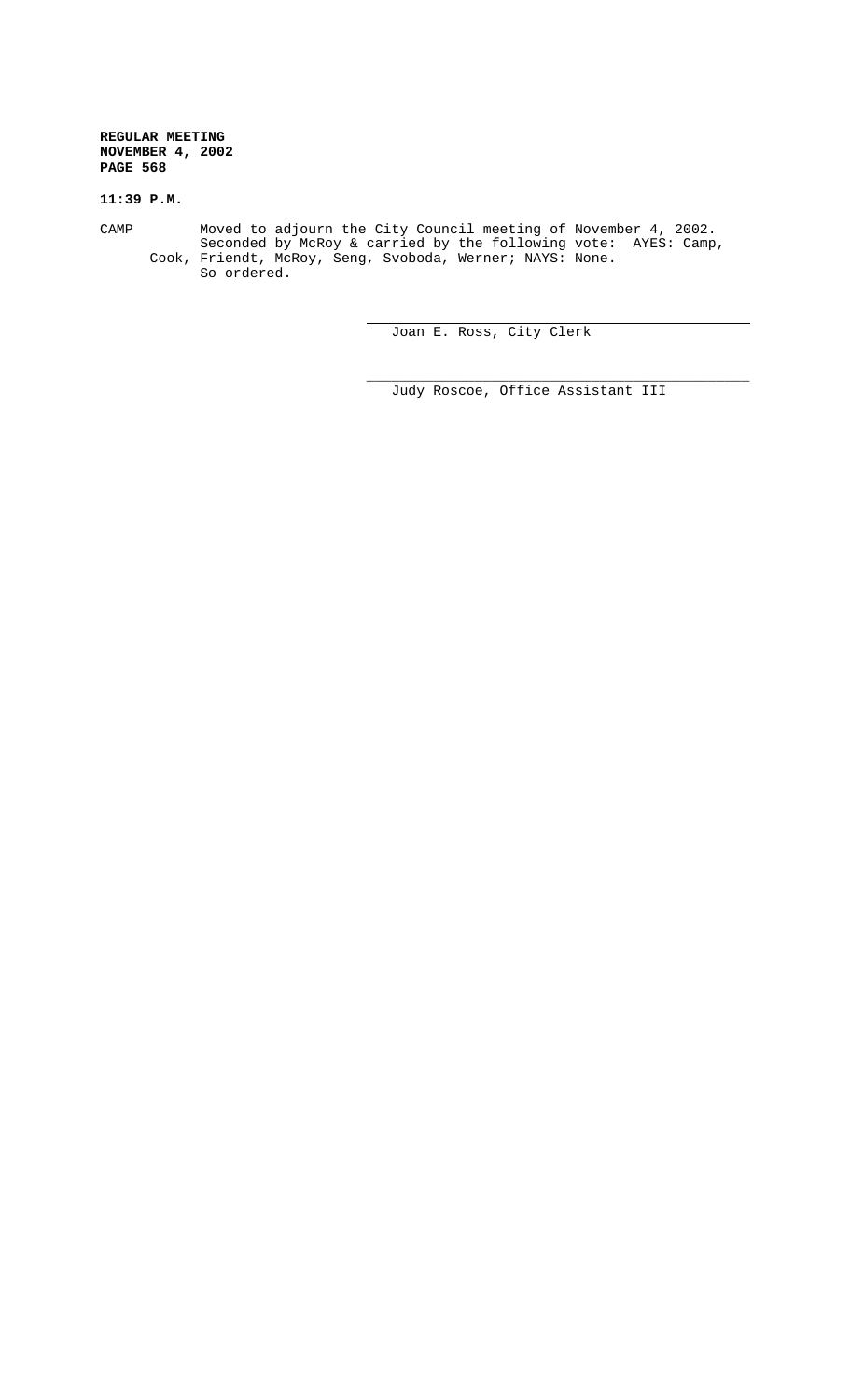**11:39 P.M.**

CAMP Moved to adjourn the City Council meeting of November 4, 2002. Seconded by McRoy & carried by the following vote: AYES: Camp, Cook, Friendt, McRoy, Seng, Svoboda, Werner; NAYS: None. So ordered.

\_\_\_\_\_\_\_\_\_\_\_\_\_\_\_\_\_\_\_\_\_\_\_\_\_\_\_\_\_\_\_\_\_\_\_\_\_\_\_\_\_\_
Joan E. Ross, City Clerk

\_\_\_\_\_\_\_\_\_\_\_\_\_\_\_\_\_\_\_\_\_\_\_\_\_\_\_\_\_\_\_\_\_\_\_\_\_\_\_\_\_\_
Judy Roscoe, Office Assistant III